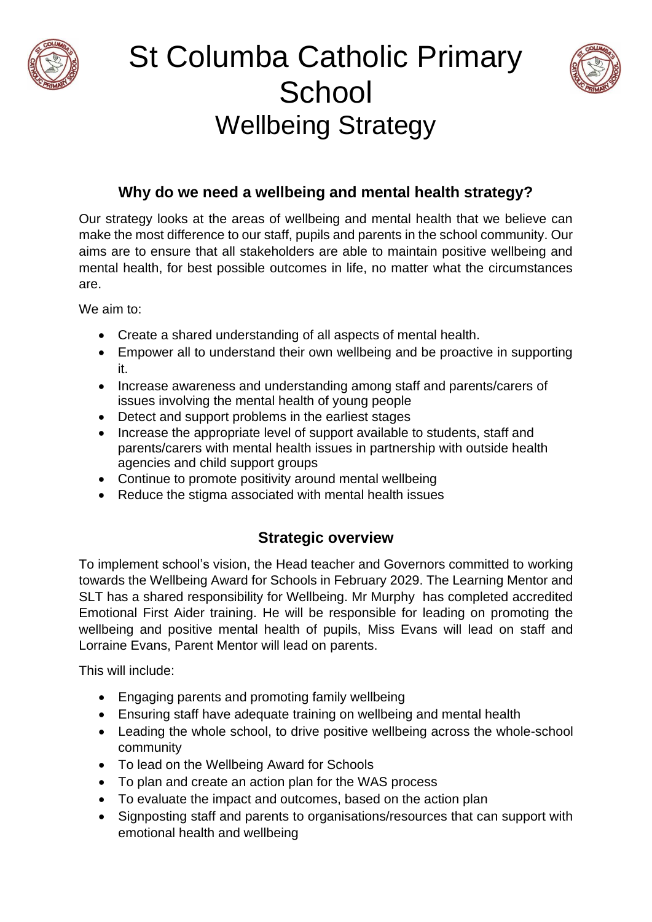# St Columba Catholic Primary School
## Wellbeing Strategy

### Why do we need a wellbeing and mental health strategy?

Our strategy looks at the areas of wellbeing and mental health that we believe can make the most difference to our staff, pupils and parents in the school community. Our aims are to ensure that all stakeholders are able to maintain positive wellbeing and mental health, for best possible outcomes in life, no matter what the circumstances are.

We aim to:

- Create a shared understanding of all aspects of mental health.
- Empower all to understand their own wellbeing and be proactive in supporting it.
- Increase awareness and understanding among staff and parents/carers of issues involving the mental health of young people
- Detect and support problems in the earliest stages
- Increase the appropriate level of support available to students, staff and parents/carers with mental health issues in partnership with outside health agencies and child support groups
- Continue to promote positivity around mental wellbeing
- Reduce the stigma associated with mental health issues

### Strategic overview

To implement school's vision, the Head teacher and Governors committed to working towards the Wellbeing Award for Schools in February 2029. The Learning Mentor and SLT has a shared responsibility for Wellbeing. Mr Murphy has completed accredited Emotional First Aider training. He will be responsible for leading on promoting the wellbeing and positive mental health of pupils, Miss Evans will lead on staff and Lorraine Evans, Parent Mentor will lead on parents.

This will include:

- Engaging parents and promoting family wellbeing
- Ensuring staff have adequate training on wellbeing and mental health
- Leading the whole school, to drive positive wellbeing across the whole-school community
- To lead on the Wellbeing Award for Schools
- To plan and create an action plan for the WAS process
- To evaluate the impact and outcomes, based on the action plan
- Signposting staff and parents to organisations/resources that can support with emotional health and wellbeing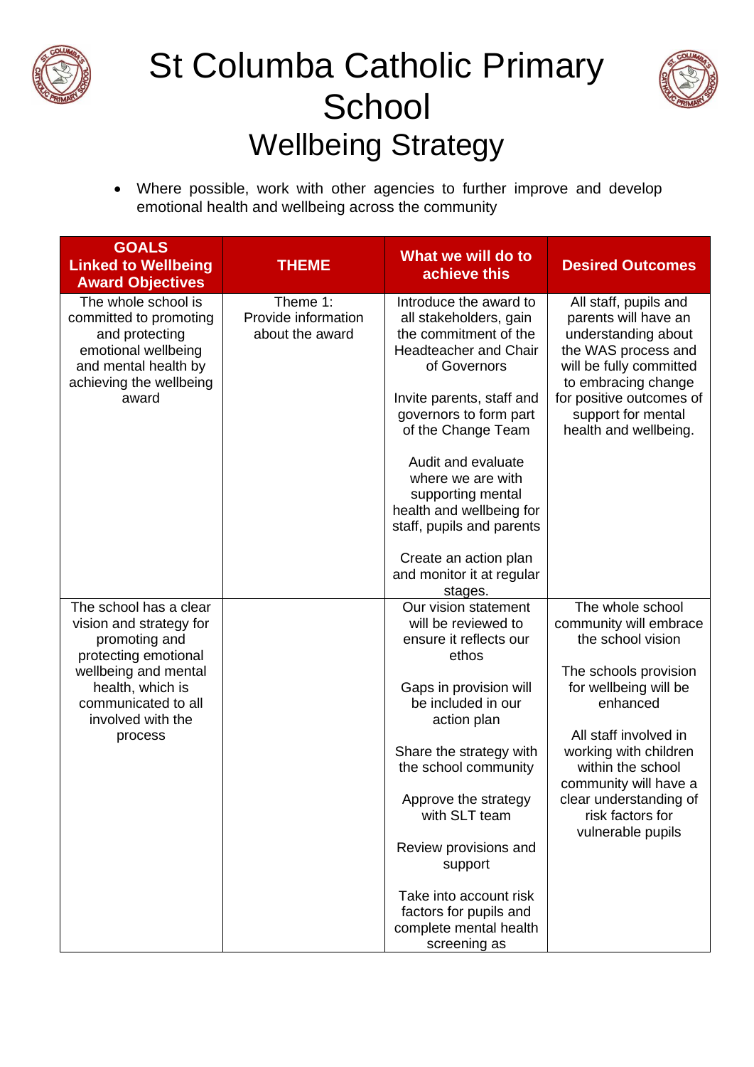# St Columba Catholic Primary School

## Wellbeing Strategy

- Where possible, work with other agencies to further improve and develop emotional health and wellbeing across the community

| GOALS Linked to Wellbeing Award Objectives | THEME | What we will do to achieve this | Desired Outcomes |
|---|---|---|---|
| The whole school is committed to promoting and protecting emotional wellbeing and mental health by achieving the wellbeing award | Theme 1: Provide information about the award | Introduce the award to all stakeholders, gain the commitment of the Headteacher and Chair of Governors<br><br>Invite parents, staff and governors to form part of the Change Team<br><br>Audit and evaluate where we are with supporting mental health and wellbeing for staff, pupils and parents<br><br>Create an action plan and monitor it at regular stages. | All staff, pupils and parents will have an understanding about the WAS process and will be fully committed to embracing change for positive outcomes of support for mental health and wellbeing. |
| The school has a clear vision and strategy for promoting and protecting emotional wellbeing and mental health, which is communicated to all involved with the process | | Our vision statement will be reviewed to ensure it reflects our ethos<br><br>Gaps in provision will be included in our action plan<br><br>Share the strategy with the school community<br><br>Approve the strategy with SLT team<br><br>Review provisions and support<br><br>Take into account risk factors for pupils and complete mental health screening as | The whole school community will embrace the school vision<br><br>The schools provision for wellbeing will be enhanced<br><br>All staff involved in working with children within the school community will have a clear understanding of risk factors for vulnerable pupils |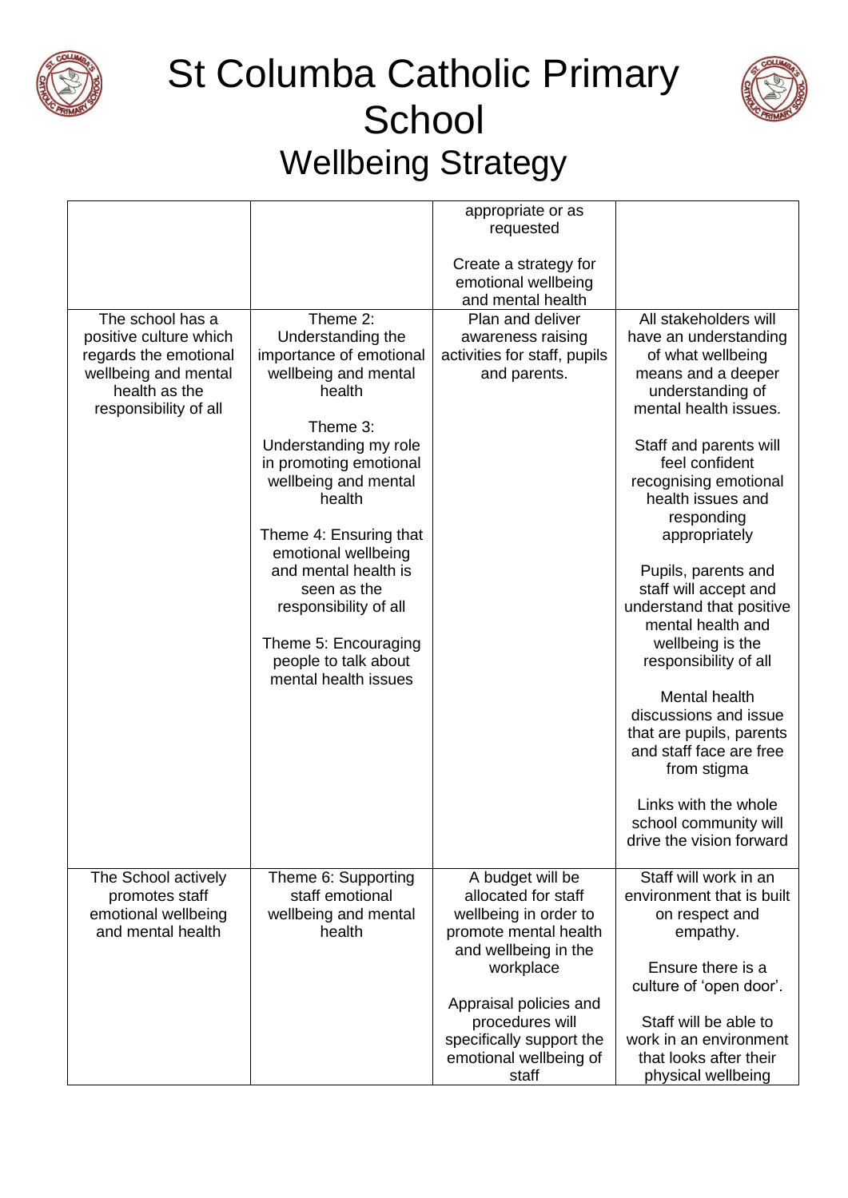# St Columba Catholic Primary School

## Wellbeing Strategy

| | | | |
|---|---|---|---|
| | | appropriate or as requested<br><br>Create a strategy for emotional wellbeing and mental health | |
| The school has a positive culture which regards the emotional wellbeing and mental health as the responsibility of all | Theme 2: Understanding the importance of emotional wellbeing and mental health<br><br>Theme 3: Understanding my role in promoting emotional wellbeing and mental health<br><br>Theme 4: Ensuring that emotional wellbeing and mental health is seen as the responsibility of all<br><br>Theme 5: Encouraging people to talk about mental health issues | Plan and deliver awareness raising activities for staff, pupils and parents. | All stakeholders will have an understanding of what wellbeing means and a deeper understanding of mental health issues.<br><br>Staff and parents will feel confident recognising emotional health issues and responding appropriately<br><br>Pupils, parents and staff will accept and understand that positive mental health and wellbeing is the responsibility of all<br><br>Mental health discussions and issue that are pupils, parents and staff face are free from stigma<br><br>Links with the whole school community will drive the vision forward |
| The School actively promotes staff emotional wellbeing and mental health | Theme 6: Supporting staff emotional wellbeing and mental health | A budget will be allocated for staff wellbeing in order to promote mental health and wellbeing in the workplace<br><br>Appraisal policies and procedures will specifically support the emotional wellbeing of staff | Staff will work in an environment that is built on respect and empathy.<br><br>Ensure there is a culture of 'open door'.<br><br>Staff will be able to work in an environment that looks after their physical wellbeing |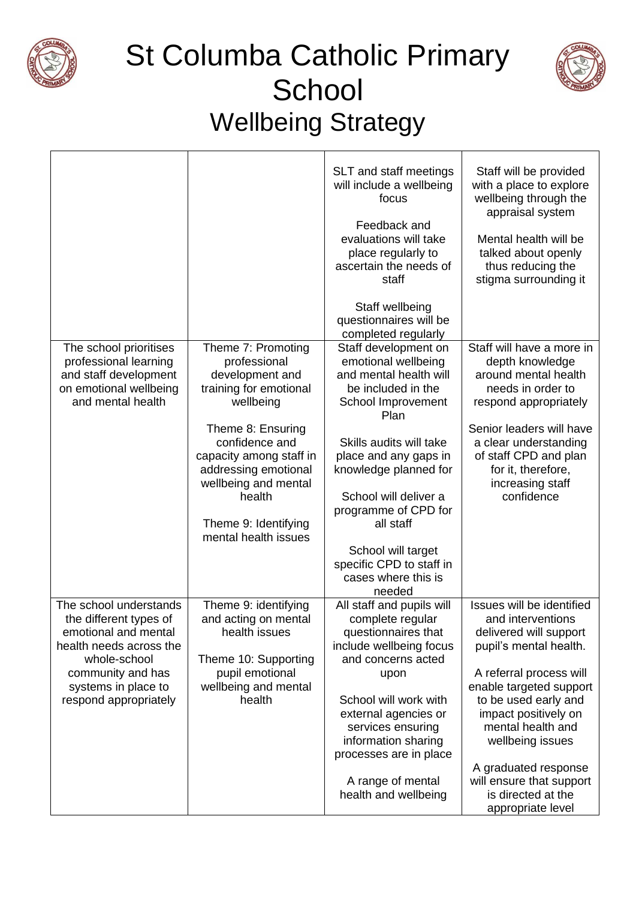# St Columba Catholic Primary School

## Wellbeing Strategy

| | | | |
|---|---|---|---|
| | | SLT and staff meetings will include a wellbeing focus<br><br>Feedback and evaluations will take place regularly to ascertain the needs of staff<br><br>Staff wellbeing questionnaires will be completed regularly | Staff will be provided with a place to explore wellbeing through the appraisal system<br><br>Mental health will be talked about openly thus reducing the stigma surrounding it |
| The school prioritises professional learning and staff development on emotional wellbeing and mental health | Theme 7: Promoting professional development and training for emotional wellbeing<br><br>Theme 8: Ensuring confidence and capacity among staff in addressing emotional wellbeing and mental health<br><br>Theme 9: Identifying mental health issues | Staff development on emotional wellbeing and mental health will be included in the School Improvement Plan<br><br>Skills audits will take place and any gaps in knowledge planned for<br><br>School will deliver a programme of CPD for all staff<br><br>School will target specific CPD to staff in cases where this is needed | Staff will have a more in depth knowledge around mental health needs in order to respond appropriately<br><br>Senior leaders will have a clear understanding of staff CPD and plan for it, therefore, increasing staff confidence |
| The school understands the different types of emotional and mental health needs across the whole-school community and has systems in place to respond appropriately | Theme 9: identifying and acting on mental health issues<br><br>Theme 10: Supporting pupil emotional wellbeing and mental health | All staff and pupils will complete regular questionnaires that include wellbeing focus and concerns acted upon<br><br>School will work with external agencies or services ensuring information sharing processes are in place<br><br>A range of mental health and wellbeing | Issues will be identified and interventions delivered will support pupil's mental health.<br><br>A referral process will enable targeted support to be used early and impact positively on mental health and wellbeing issues<br><br>A graduated response will ensure that support is directed at the appropriate level |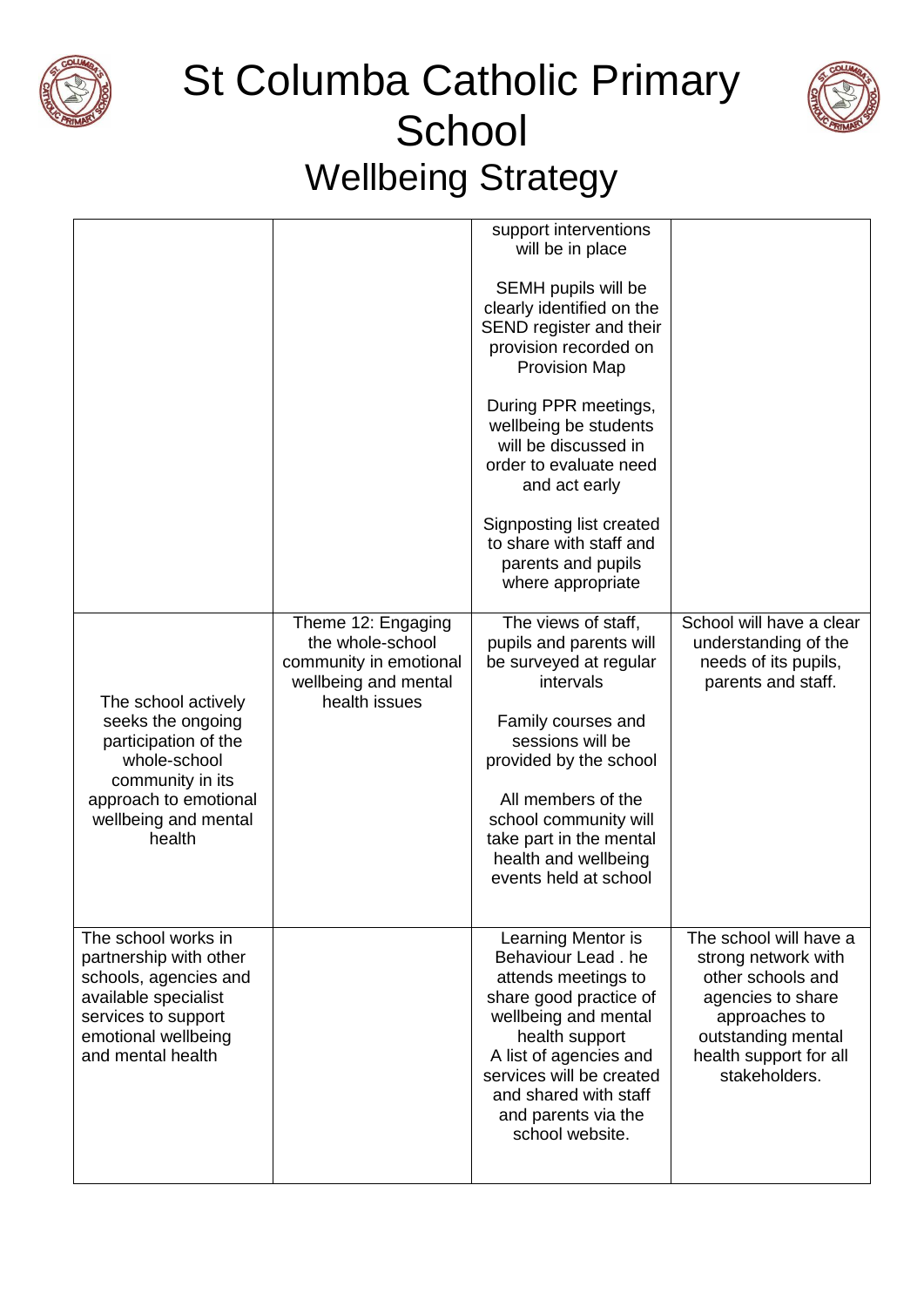# St Columba Catholic Primary School

## Wellbeing Strategy

| | | | |
|---|---|---|---|
| | | support interventions will be in place<br><br>SEMH pupils will be clearly identified on the SEND register and their provision recorded on Provision Map<br><br>During PPR meetings, wellbeing be students will be discussed in order to evaluate need and act early<br><br>Signposting list created to share with staff and parents and pupils where appropriate | |
| The school actively seeks the ongoing participation of the whole-school community in its approach to emotional wellbeing and mental health | Theme 12: Engaging the whole-school community in emotional wellbeing and mental health issues | The views of staff, pupils and parents will be surveyed at regular intervals<br><br>Family courses and sessions will be provided by the school<br><br>All members of the school community will take part in the mental health and wellbeing events held at school | School will have a clear understanding of the needs of its pupils, parents and staff. |
| The school works in partnership with other schools, agencies and available specialist services to support emotional wellbeing and mental health | | Learning Mentor is Behaviour Lead . he attends meetings to share good practice of wellbeing and mental health support<br>A list of agencies and services will be created and shared with staff and parents via the school website. | The school will have a strong network with other schools and agencies to share approaches to outstanding mental health support for all stakeholders. |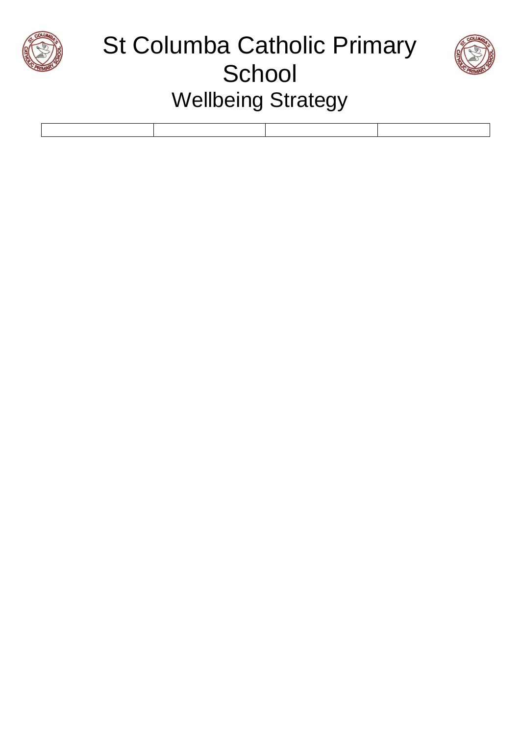# St Columba Catholic Primary School

## Wellbeing Strategy

| | | | |
|---|---|---|---|